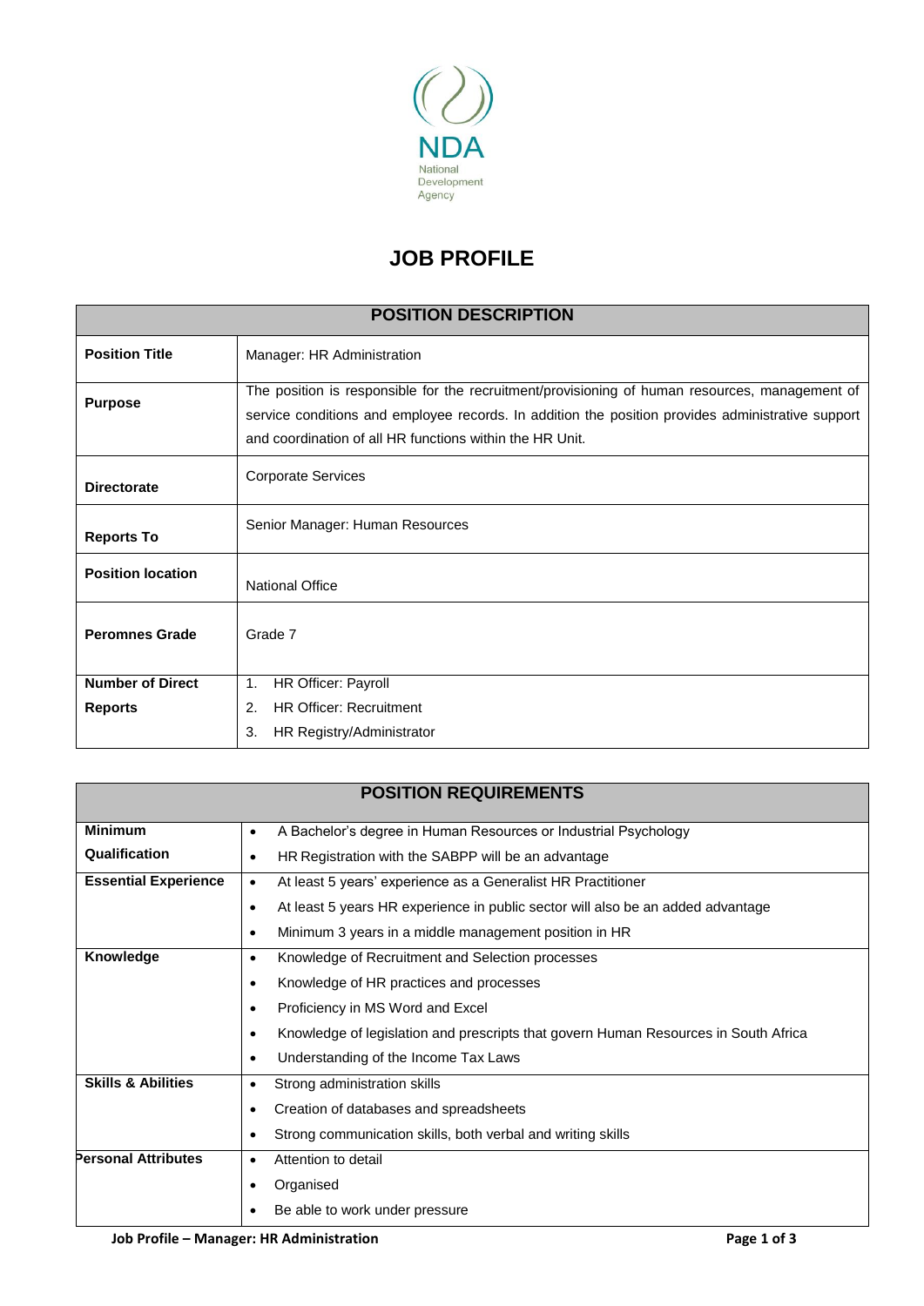NDA

National Development Agency

# JOB PROFILE

| POSITION DESCRIPTION | |
|---|---|
| **Position Title** | Manager: HR Administration |
| **Purpose** | The position is responsible for the recruitment/provisioning of human resources, management of service conditions and employee records. In addition the position provides administrative support and coordination of all HR functions within the HR Unit. |
| **Directorate** | Corporate Services |
| **Reports To** | Senior Manager: Human Resources |
| **Position location** | National Office |
| **Peromnes Grade** | Grade 7 |
| **Number of Direct Reports** | 1. HR Officer: Payroll<br>2. HR Officer: Recruitment<br>3. HR Registry/Administrator |

| POSITION REQUIREMENTS | |
|---|---|
| **Minimum Qualification** | • A Bachelor's degree in Human Resources or Industrial Psychology<br>• HR Registration with the SABPP will be an advantage |
| **Essential Experience** | • At least 5 years' experience as a Generalist HR Practitioner<br>• At least 5 years HR experience in public sector will also be an added advantage<br>• Minimum 3 years in a middle management position in HR |
| **Knowledge** | • Knowledge of Recruitment and Selection processes<br>• Knowledge of HR practices and processes<br>• Proficiency in MS Word and Excel<br>• Knowledge of legislation and prescripts that govern Human Resources in South Africa<br>• Understanding of the Income Tax Laws |
| **Skills & Abilities** | • Strong administration skills<br>• Creation of databases and spreadsheets<br>• Strong communication skills, both verbal and writing skills |
| **Personal Attributes** | • Attention to detail<br>• Organised<br>• Be able to work under pressure |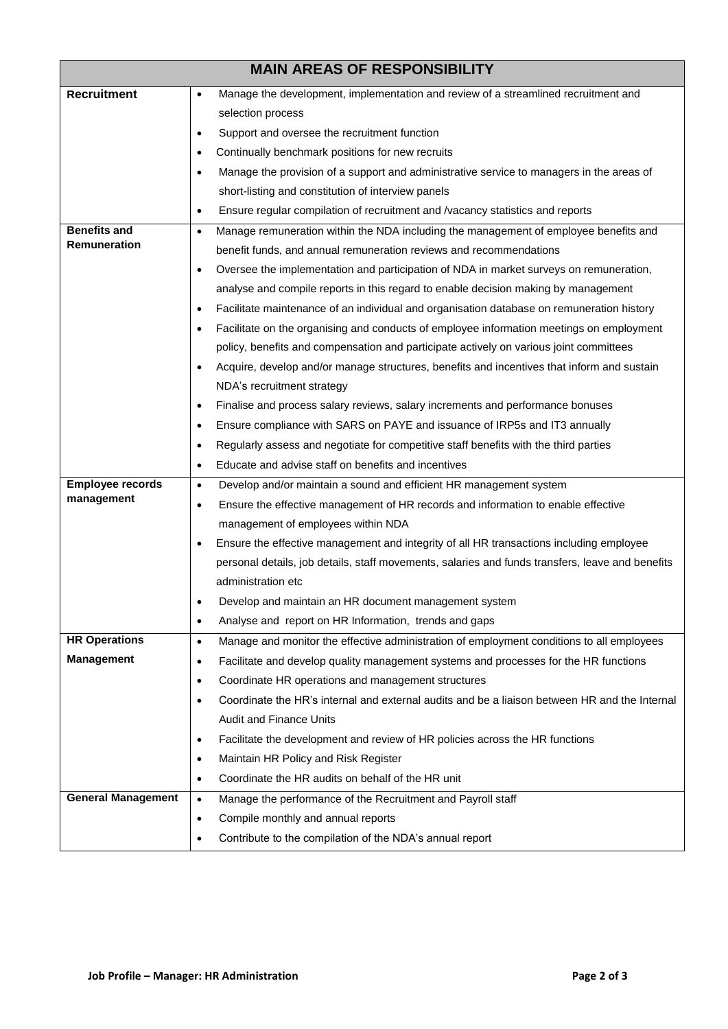| MAIN AREAS OF RESPONSIBILITY | |
|---|---|
| **Recruitment** | • Manage the development, implementation and review of a streamlined recruitment and selection process<br>• Support and oversee the recruitment function<br>• Continually benchmark positions for new recruits<br>• Manage the provision of a support and administrative service to managers in the areas of short-listing and constitution of interview panels<br>• Ensure regular compilation of recruitment and /vacancy statistics and reports |
| **Benefits and Remuneration** | • Manage remuneration within the NDA including the management of employee benefits and benefit funds, and annual remuneration reviews and recommendations<br>• Oversee the implementation and participation of NDA in market surveys on remuneration, analyse and compile reports in this regard to enable decision making by management<br>• Facilitate maintenance of an individual and organisation database on remuneration history<br>• Facilitate on the organising and conducts of employee information meetings on employment policy, benefits and compensation and participate actively on various joint committees<br>• Acquire, develop and/or manage structures, benefits and incentives that inform and sustain NDA's recruitment strategy<br>• Finalise and process salary reviews, salary increments and performance bonuses<br>• Ensure compliance with SARS on PAYE and issuance of IRP5s and IT3 annually<br>• Regularly assess and negotiate for competitive staff benefits with the third parties<br>• Educate and advise staff on benefits and incentives |
| **Employee records management** | • Develop and/or maintain a sound and efficient HR management system<br>• Ensure the effective management of HR records and information to enable effective management of employees within NDA<br>• Ensure the effective management and integrity of all HR transactions including employee personal details, job details, staff movements, salaries and funds transfers, leave and benefits administration etc<br>• Develop and maintain an HR document management system<br>• Analyse and report on HR Information, trends and gaps |
| **HR Operations Management** | • Manage and monitor the effective administration of employment conditions to all employees<br>• Facilitate and develop quality management systems and processes for the HR functions<br>• Coordinate HR operations and management structures<br>• Coordinate the HR's internal and external audits and be a liaison between HR and the Internal Audit and Finance Units<br>• Facilitate the development and review of HR policies across the HR functions<br>• Maintain HR Policy and Risk Register<br>• Coordinate the HR audits on behalf of the HR unit |
| **General Management** | • Manage the performance of the Recruitment and Payroll staff<br>• Compile monthly and annual reports<br>• Contribute to the compilation of the NDA's annual report |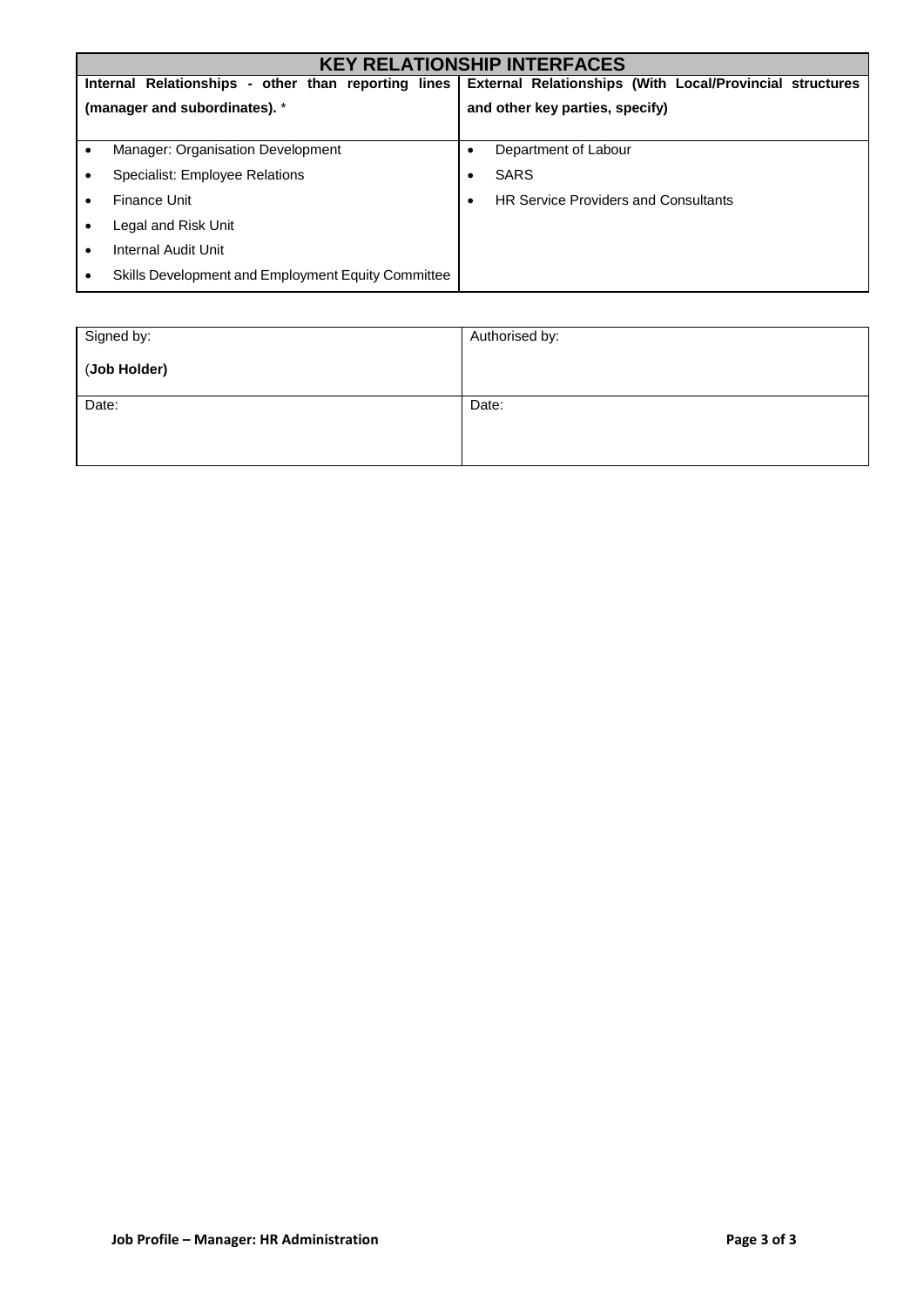## KEY RELATIONSHIP INTERFACES

| **Internal Relationships - other than reporting lines (manager and subordinates).** * | **External Relationships (With Local/Provincial structures and other key parties, specify)** |
|---|---|
| • Manager: Organisation Development<br>• Specialist: Employee Relations<br>• Finance Unit<br>• Legal and Risk Unit<br>• Internal Audit Unit<br>• Skills Development and Employment Equity Committee | • Department of Labour<br>• SARS<br>• HR Service Providers and Consultants |

| | |
|---|---|
| Signed by:<br>(**Job Holder**) | Authorised by: |
| Date: | Date: |